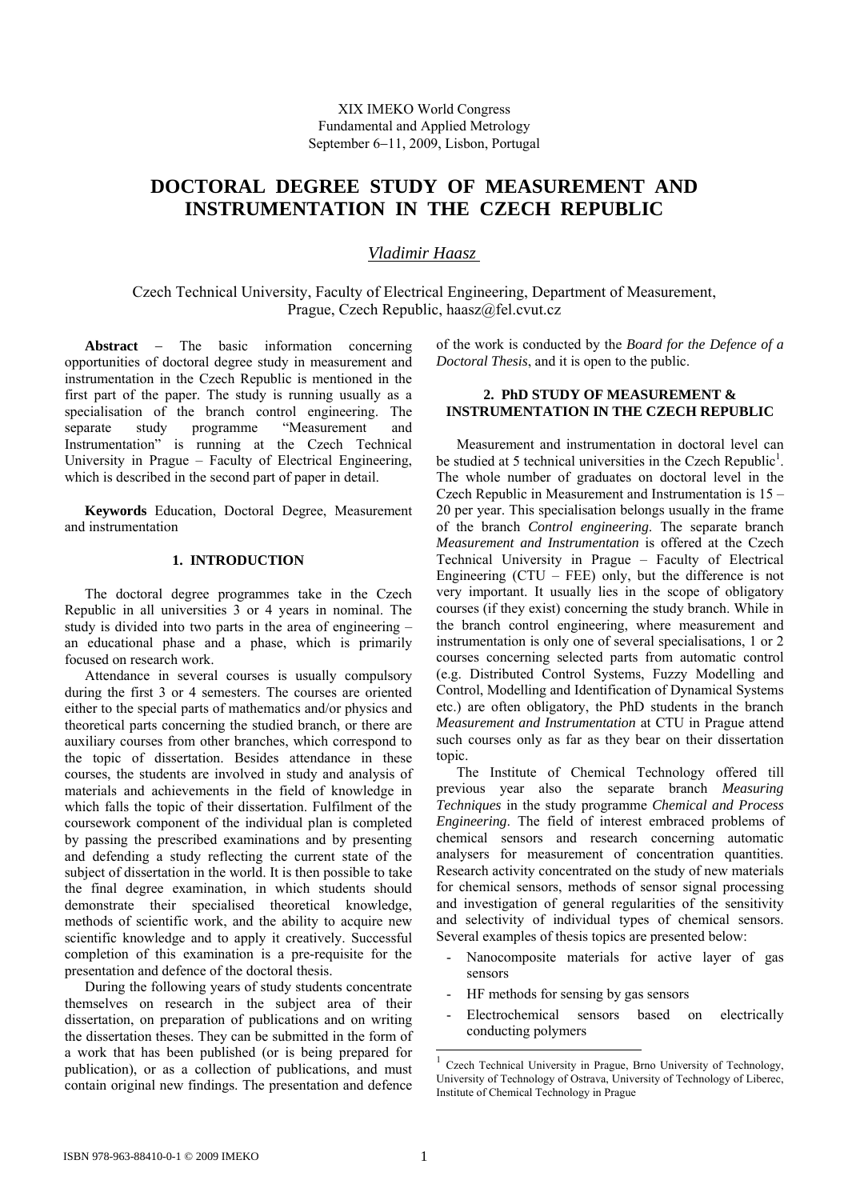XIX IMEKO World Congress
Fundamental and Applied Metrology
September 6−11, 2009, Lisbon, Portugal

# DOCTORAL DEGREE STUDY OF MEASUREMENT AND INSTRUMENTATION IN THE CZECH REPUBLIC

*Vladimir Haasz*

Czech Technical University, Faculty of Electrical Engineering, Department of Measurement, Prague, Czech Republic, haasz@fel.cvut.cz

**Abstract** − The basic information concerning opportunities of doctoral degree study in measurement and instrumentation in the Czech Republic is mentioned in the first part of the paper. The study is running usually as a specialisation of the branch control engineering. The separate study programme "Measurement and Instrumentation" is running at the Czech Technical University in Prague – Faculty of Electrical Engineering, which is described in the second part of paper in detail.

**Keywords** Education, Doctoral Degree, Measurement and instrumentation

## 1. INTRODUCTION

The doctoral degree programmes take in the Czech Republic in all universities 3 or 4 years in nominal. The study is divided into two parts in the area of engineering – an educational phase and a phase, which is primarily focused on research work.

Attendance in several courses is usually compulsory during the first 3 or 4 semesters. The courses are oriented either to the special parts of mathematics and/or physics and theoretical parts concerning the studied branch, or there are auxiliary courses from other branches, which correspond to the topic of dissertation. Besides attendance in these courses, the students are involved in study and analysis of materials and achievements in the field of knowledge in which falls the topic of their dissertation. Fulfilment of the coursework component of the individual plan is completed by passing the prescribed examinations and by presenting and defending a study reflecting the current state of the subject of dissertation in the world. It is then possible to take the final degree examination, in which students should demonstrate their specialised theoretical knowledge, methods of scientific work, and the ability to acquire new scientific knowledge and to apply it creatively. Successful completion of this examination is a pre-requisite for the presentation and defence of the doctoral thesis.

During the following years of study students concentrate themselves on research in the subject area of their dissertation, on preparation of publications and on writing the dissertation theses. They can be submitted in the form of a work that has been published (or is being prepared for publication), or as a collection of publications, and must contain original new findings. The presentation and defence of the work is conducted by the *Board for the Defence of a Doctoral Thesis*, and it is open to the public.

## 2. PhD STUDY OF MEASUREMENT & INSTRUMENTATION IN THE CZECH REPUBLIC

Measurement and instrumentation in doctoral level can be studied at 5 technical universities in the Czech Republic[1]. The whole number of graduates on doctoral level in the Czech Republic in Measurement and Instrumentation is 15 – 20 per year. This specialisation belongs usually in the frame of the branch *Control engineering*. The separate branch *Measurement and Instrumentation* is offered at the Czech Technical University in Prague – Faculty of Electrical Engineering (CTU – FEE) only, but the difference is not very important. It usually lies in the scope of obligatory courses (if they exist) concerning the study branch. While in the branch control engineering, where measurement and instrumentation is only one of several specialisations, 1 or 2 courses concerning selected parts from automatic control (e.g. Distributed Control Systems, Fuzzy Modelling and Control, Modelling and Identification of Dynamical Systems etc.) are often obligatory, the PhD students in the branch *Measurement and Instrumentation* at CTU in Prague attend such courses only as far as they bear on their dissertation topic.

The Institute of Chemical Technology offered till previous year also the separate branch *Measuring Techniques* in the study programme *Chemical and Process Engineering*. The field of interest embraced problems of chemical sensors and research concerning automatic analysers for measurement of concentration quantities. Research activity concentrated on the study of new materials for chemical sensors, methods of sensor signal processing and investigation of general regularities of the sensitivity and selectivity of individual types of chemical sensors. Several examples of thesis topics are presented below:

- Nanocomposite materials for active layer of gas sensors
- HF methods for sensing by gas sensors
- Electrochemical sensors based on electrically conducting polymers

[1] Czech Technical University in Prague, Brno University of Technology, University of Technology of Ostrava, University of Technology of Liberec, Institute of Chemical Technology in Prague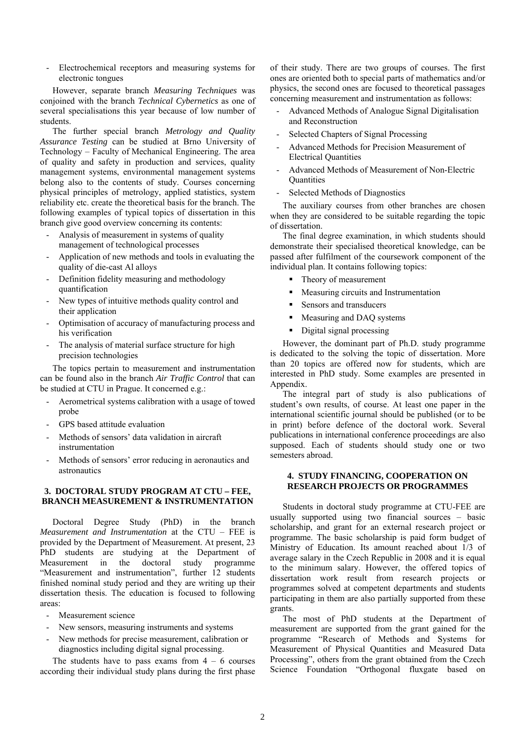- Electrochemical receptors and measuring systems for electronic tongues

However, separate branch *Measuring Techniques* was conjoined with the branch *Technical Cybernetics* as one of several specialisations this year because of low number of students.

The further special branch *Metrology and Quality Assurance Testing* can be studied at Brno University of Technology – Faculty of Mechanical Engineering. The area of quality and safety in production and services, quality management systems, environmental management systems belong also to the contents of study. Courses concerning physical principles of metrology, applied statistics, system reliability etc. create the theoretical basis for the branch. The following examples of typical topics of dissertation in this branch give good overview concerning its contents:

- Analysis of measurement in systems of quality management of technological processes
- Application of new methods and tools in evaluating the quality of die-cast Al alloys
- Definition fidelity measuring and methodology quantification
- New types of intuitive methods quality control and their application
- Optimisation of accuracy of manufacturing process and his verification
- The analysis of material surface structure for high precision technologies

The topics pertain to measurement and instrumentation can be found also in the branch *Air Traffic Control* that can be studied at CTU in Prague. It concerned e.g.:

- Aerometrical systems calibration with a usage of towed probe
- GPS based attitude evaluation
- Methods of sensors' data validation in aircraft instrumentation
- Methods of sensors' error reducing in aeronautics and astronautics

## 3. DOCTORAL STUDY PROGRAM AT CTU – FEE, BRANCH MEASUREMENT & INSTRUMENTATION

Doctoral Degree Study (PhD) in the branch *Measurement and Instrumentation* at the CTU – FEE is provided by the Department of Measurement. At present, 23 PhD students are studying at the Department of Measurement in the doctoral study programme "Measurement and instrumentation", further 12 students finished nominal study period and they are writing up their dissertation thesis. The education is focused to following areas:

- Measurement science
- New sensors, measuring instruments and systems
- New methods for precise measurement, calibration or diagnostics including digital signal processing.

The students have to pass exams from 4 – 6 courses according their individual study plans during the first phase of their study. There are two groups of courses. The first ones are oriented both to special parts of mathematics and/or physics, the second ones are focused to theoretical passages concerning measurement and instrumentation as follows:

- Advanced Methods of Analogue Signal Digitalisation and Reconstruction
- Selected Chapters of Signal Processing
- Advanced Methods for Precision Measurement of Electrical Quantities
- Advanced Methods of Measurement of Non-Electric Quantities
- Selected Methods of Diagnostics

The auxiliary courses from other branches are chosen when they are considered to be suitable regarding the topic of dissertation.

The final degree examination, in which students should demonstrate their specialised theoretical knowledge, can be passed after fulfilment of the coursework component of the individual plan. It contains following topics:

- Theory of measurement
- Measuring circuits and Instrumentation
- Sensors and transducers
- Measuring and DAQ systems
- Digital signal processing

However, the dominant part of Ph.D. study programme is dedicated to the solving the topic of dissertation. More than 20 topics are offered now for students, which are interested in PhD study. Some examples are presented in Appendix.

The integral part of study is also publications of student's own results, of course. At least one paper in the international scientific journal should be published (or to be in print) before defence of the doctoral work. Several publications in international conference proceedings are also supposed. Each of students should study one or two semesters abroad.

## 4. STUDY FINANCING, COOPERATION ON RESEARCH PROJECTS OR PROGRAMMES

Students in doctoral study programme at CTU-FEE are usually supported using two financial sources – basic scholarship, and grant for an external research project or programme. The basic scholarship is paid form budget of Ministry of Education. Its amount reached about 1/3 of average salary in the Czech Republic in 2008 and it is equal to the minimum salary. However, the offered topics of dissertation work result from research projects or programmes solved at competent departments and students participating in them are also partially supported from these grants.

The most of PhD students at the Department of measurement are supported from the grant gained for the programme "Research of Methods and Systems for Measurement of Physical Quantities and Measured Data Processing", others from the grant obtained from the Czech Science Foundation "Orthogonal fluxgate based on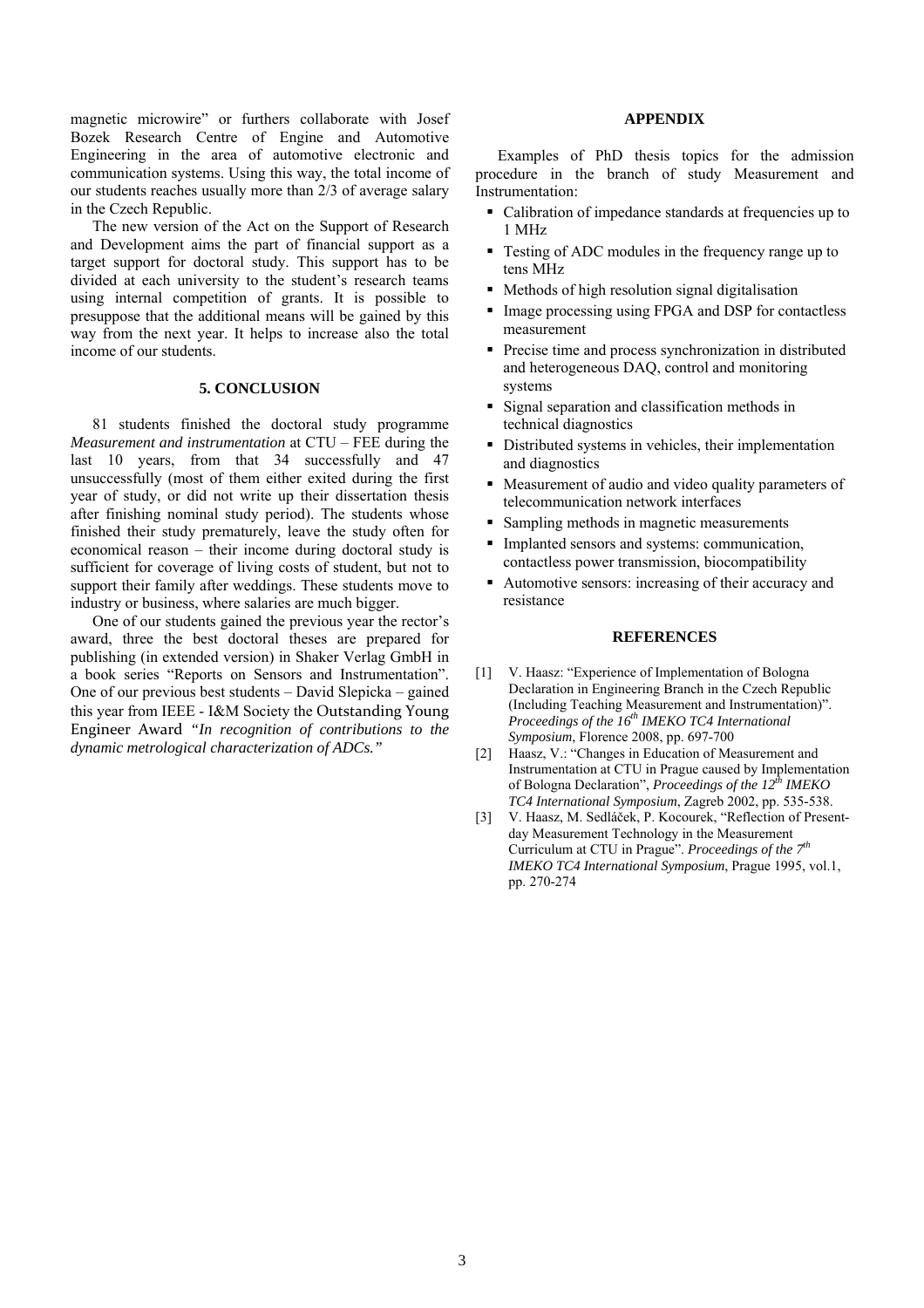magnetic microwire" or furthers collaborate with Josef Bozek Research Centre of Engine and Automotive Engineering in the area of automotive electronic and communication systems. Using this way, the total income of our students reaches usually more than 2/3 of average salary in the Czech Republic.

The new version of the Act on the Support of Research and Development aims the part of financial support as a target support for doctoral study. This support has to be divided at each university to the student's research teams using internal competition of grants. It is possible to presuppose that the additional means will be gained by this way from the next year. It helps to increase also the total income of our students.

## 5. CONCLUSION

81 students finished the doctoral study programme *Measurement and instrumentation* at CTU – FEE during the last 10 years, from that 34 successfully and 47 unsuccessfully (most of them either exited during the first year of study, or did not write up their dissertation thesis after finishing nominal study period). The students whose finished their study prematurely, leave the study often for economical reason – their income during doctoral study is sufficient for coverage of living costs of student, but not to support their family after weddings. These students move to industry or business, where salaries are much bigger.

One of our students gained the previous year the rector's award, three the best doctoral theses are prepared for publishing (in extended version) in Shaker Verlag GmbH in a book series "Reports on Sensors and Instrumentation". One of our previous best students – David Slepicka – gained this year from IEEE - I&M Society the Outstanding Young Engineer Award *"In recognition of contributions to the dynamic metrological characterization of ADCs."*

## APPENDIX

Examples of PhD thesis topics for the admission procedure in the branch of study Measurement and Instrumentation:

- Calibration of impedance standards at frequencies up to 1 MHz
- Testing of ADC modules in the frequency range up to tens MHz
- Methods of high resolution signal digitalisation
- Image processing using FPGA and DSP for contactless measurement
- Precise time and process synchronization in distributed and heterogeneous DAQ, control and monitoring systems
- Signal separation and classification methods in technical diagnostics
- Distributed systems in vehicles, their implementation and diagnostics
- Measurement of audio and video quality parameters of telecommunication network interfaces
- Sampling methods in magnetic measurements
- Implanted sensors and systems: communication, contactless power transmission, biocompatibility
- Automotive sensors: increasing of their accuracy and resistance

## REFERENCES

[1] V. Haasz: "Experience of Implementation of Bologna Declaration in Engineering Branch in the Czech Republic (Including Teaching Measurement and Instrumentation)". *Proceedings of the 16th IMEKO TC4 International Symposium*, Florence 2008, pp. 697-700

[2] Haasz, V.: "Changes in Education of Measurement and Instrumentation at CTU in Prague caused by Implementation of Bologna Declaration", *Proceedings of the 12th IMEKO TC4 International Symposium*, Zagreb 2002, pp. 535-538.

[3] V. Haasz, M. Sedláček, P. Kocourek, "Reflection of Present-day Measurement Technology in the Measurement Curriculum at CTU in Prague". *Proceedings of the 7th IMEKO TC4 International Symposium*, Prague 1995, vol.1, pp. 270-274